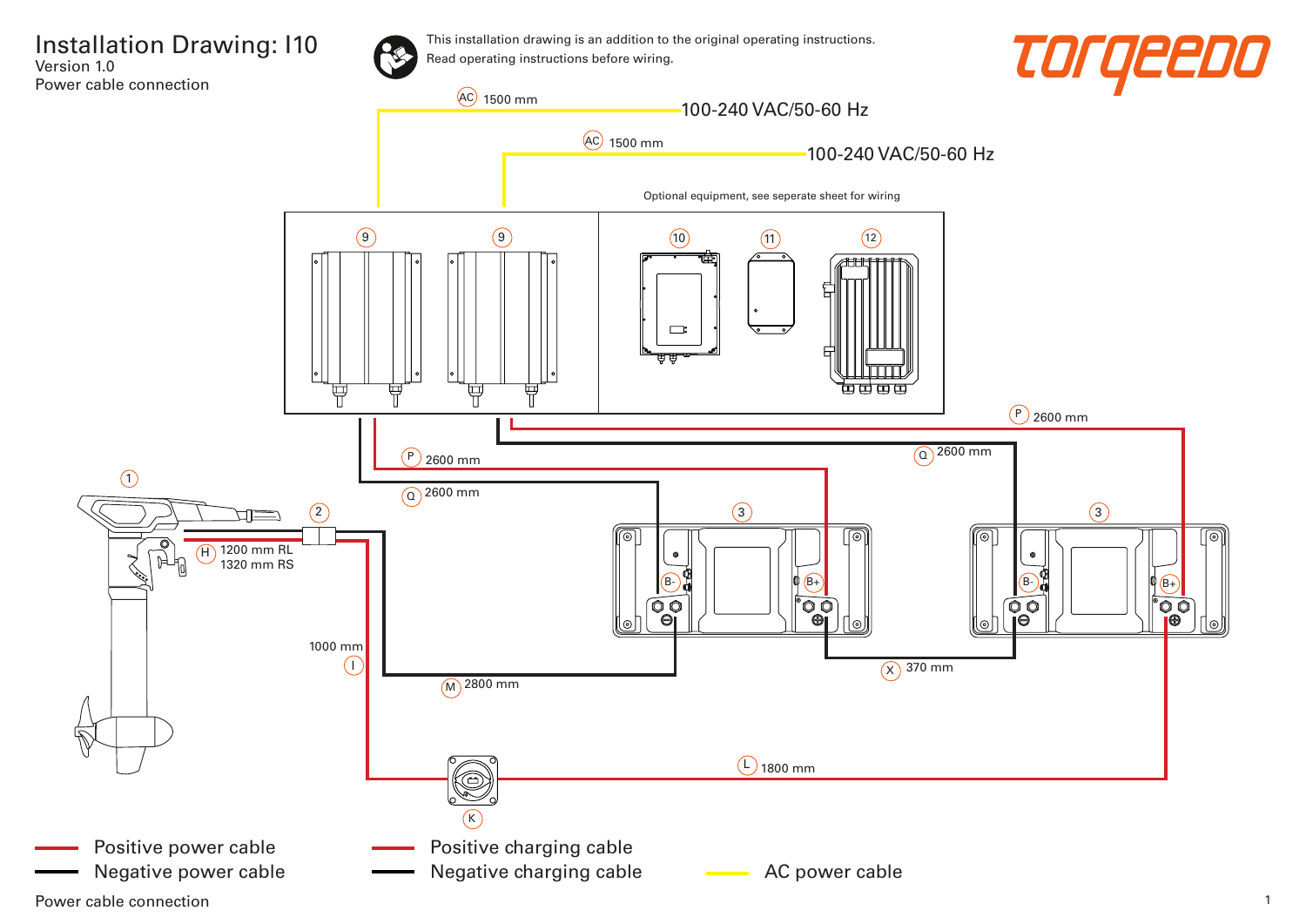# Installation Drawing: I10

Version 1.0

Power cable connection

This installation drawing is an addition to the original operating instructions.
Read operating instructions before wiring.

torqeedo

AC 1500 mm — 100-240 VAC/50-60 Hz

AC 1500 mm — 100-240 VAC/50-60 Hz

Optional equipment, see seperate sheet for wiring

9 9 10 11 12

P 2600 mm

Q 2600 mm

P 2600 mm

Q 2600 mm

1

2

3

3

H 1200 mm RL
1320 mm RS

B- B+ B- B+

1000 mm
I

M 2800 mm

X 370 mm

K

L 1800 mm

- Positive power cable
- Negative power cable
- Positive charging cable
- Negative charging cable
- AC power cable

Power cable connection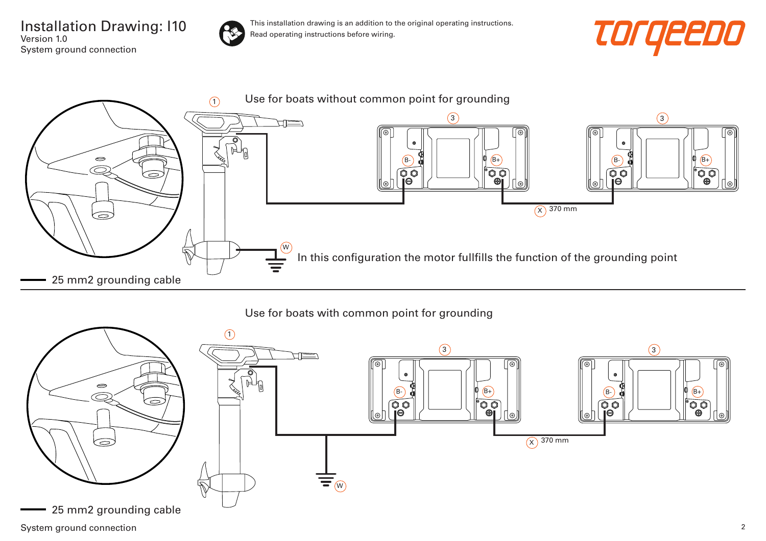# Installation Drawing: I10

Version 1.0

System ground connection

This installation drawing is an addition to the original operating instructions.
Read operating instructions before wiring.

## Use for boats without common point for grounding

1

3 B- B+

3 B- B+

X 370 mm

W

In this configuration the motor fullfills the function of the grounding point

25 mm2 grounding cable

## Use for boats with common point for grounding

1

3 B- B+

3 B- B+

X 370 mm

W

25 mm2 grounding cable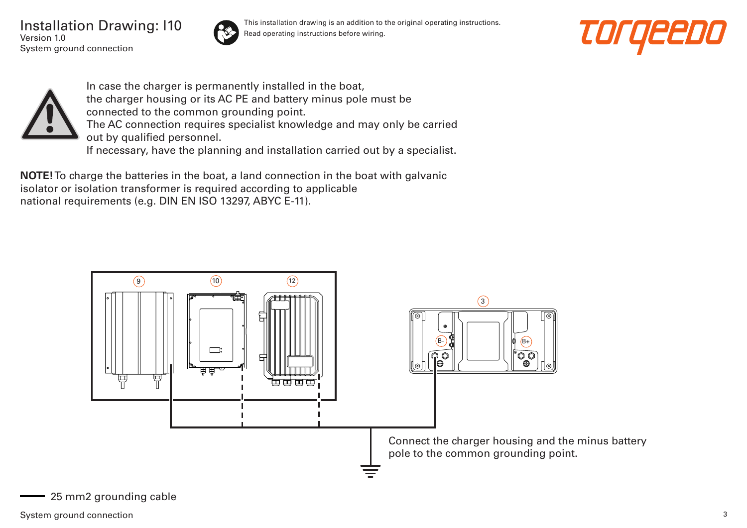# Installation Drawing: I10

Version 1.0

System ground connection

This installation drawing is an addition to the original operating instructions.
Read operating instructions before wiring.

In case the charger is permanently installed in the boat,
the charger housing or its AC PE and battery minus pole must be
connected to the common grounding point.
The AC connection requires specialist knowledge and may only be carried
out by qualified personnel.
If necessary, have the planning and installation carried out by a specialist.

**NOTE!** To charge the batteries in the boat, a land connection in the boat with galvanic isolator or isolation transformer is required according to applicable national requirements (e.g. DIN EN ISO 13297, ABYC E-11).

9 10 12

3

B- B+

Connect the charger housing and the minus battery pole to the common grounding point.

25 mm2 grounding cable

System ground connection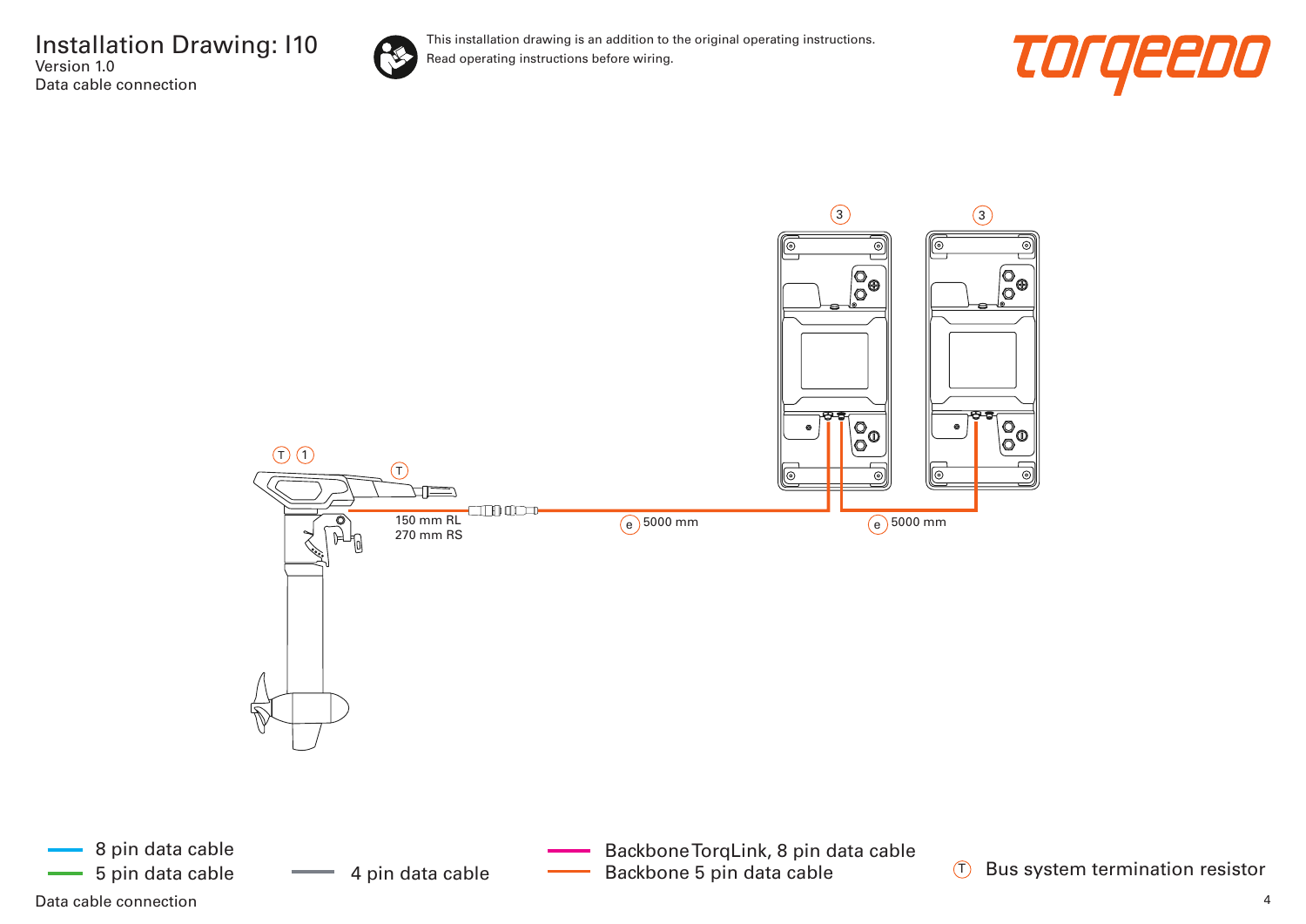# Installation Drawing: I10

Version 1.0

Data cable connection

This installation drawing is an addition to the original operating instructions.
Read operating instructions before wiring.

torqeedo

T 1

T

150 mm RL
270 mm RS

e 5000 mm

e 5000 mm

3

3

- 8 pin data cable
- 5 pin data cable
- 4 pin data cable
- Backbone TorqLink, 8 pin data cable
- Backbone 5 pin data cable
- T Bus system termination resistor

Data cable connection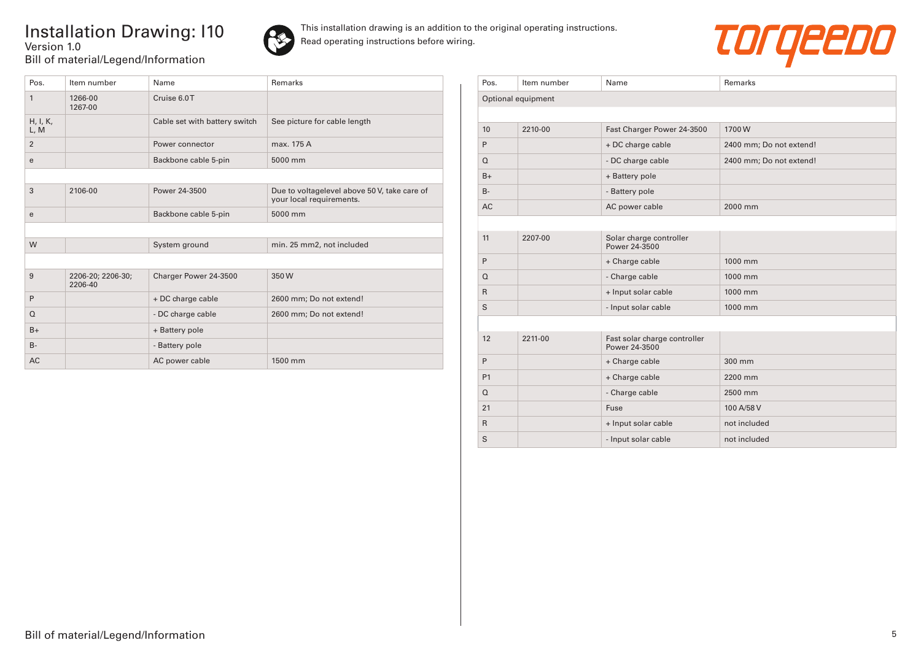# Installation Drawing: I10

Version 1.0

Bill of material/Legend/Information

This installation drawing is an addition to the original operating instructions.
Read operating instructions before wiring.

| Pos. | Item number | Name | Remarks |
| --- | --- | --- | --- |
| 1 | 1266-00 1267-00 | Cruise 6.0 T | |
| H, I, K, L, M | | Cable set with battery switch | See picture for cable length |
| 2 | | Power connector | max. 175 A |
| e | | Backbone cable 5-pin | 5000 mm |
| | | | |
| 3 | 2106-00 | Power 24-3500 | Due to voltagelevel above 50 V, take care of your local requirements. |
| e | | Backbone cable 5-pin | 5000 mm |
| | | | |
| W | | System ground | min. 25 mm2, not included |
| | | | |
| 9 | 2206-20; 2206-30; 2206-40 | Charger Power 24-3500 | 350 W |
| P | | + DC charge cable | 2600 mm; Do not extend! |
| Q | | - DC charge cable | 2600 mm; Do not extend! |
| B+ | | + Battery pole | |
| B- | | - Battery pole | |
| AC | | AC power cable | 1500 mm |

| Pos. | Item number | Name | Remarks |
| --- | --- | --- | --- |
| Optional equipment | | | |
| | | | |
| 10 | 2210-00 | Fast Charger Power 24-3500 | 1700 W |
| P | | + DC charge cable | 2400 mm; Do not extend! |
| Q | | - DC charge cable | 2400 mm; Do not extend! |
| B+ | | + Battery pole | |
| B- | | - Battery pole | |
| AC | | AC power cable | 2000 mm |
| | | | |
| 11 | 2207-00 | Solar charge controller Power 24-3500 | |
| P | | + Charge cable | 1000 mm |
| Q | | - Charge cable | 1000 mm |
| R | | + Input solar cable | 1000 mm |
| S | | - Input solar cable | 1000 mm |
| | | | |
| 12 | 2211-00 | Fast solar charge controller Power 24-3500 | |
| P | | + Charge cable | 300 mm |
| P1 | | + Charge cable | 2200 mm |
| Q | | - Charge cable | 2500 mm |
| 21 | | Fuse | 100 A/58 V |
| R | | + Input solar cable | not included |
| S | | - Input solar cable | not included |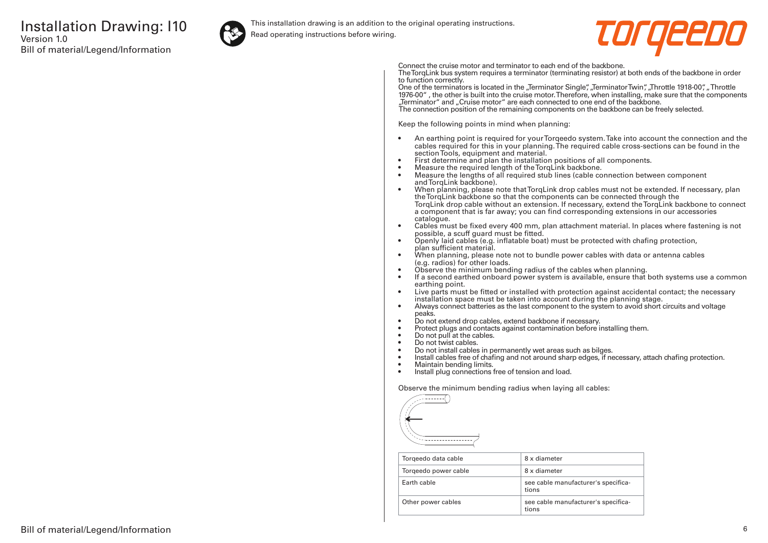# Installation Drawing: I10

Version 1.0

Bill of material/Legend/Information

This installation drawing is an addition to the original operating instructions.
Read operating instructions before wiring.

Connect the cruise motor and terminator to each end of the backbone.
The TorqLink bus system requires a terminator (terminating resistor) at both ends of the backbone in order to function correctly.
One of the terminators is located in the „Terminator Single", „Terminator Twin", „Throttle 1918-00", „Throttle 1976-00" , the other is built into the cruise motor. Therefore, when installing, make sure that the components „Terminator" and „Cruise motor" are each connected to one end of the backbone.
The connection position of the remaining components on the backbone can be freely selected.

Keep the following points in mind when planning:

- An earthing point is required for your Torqeedo system. Take into account the connection and the cables required for this in your planning. The required cable cross-sections can be found in the section Tools, equipment and material.
- First determine and plan the installation positions of all components.
- Measure the required length of the TorqLink backbone.
- Measure the lengths of all required stub lines (cable connection between component and TorqLink backbone).
- When planning, please note that TorqLink drop cables must not be extended. If necessary, plan the TorqLink backbone so that the components can be connected through the TorqLink drop cable without an extension. If necessary, extend the TorqLink backbone to connect a component that is far away; you can find corresponding extensions in our accessories catalogue.
- Cables must be fixed every 400 mm, plan attachment material. In places where fastening is not possible, a scuff guard must be fitted.
- Openly laid cables (e.g. inflatable boat) must be protected with chafing protection, plan sufficient material.
- When planning, please note not to bundle power cables with data or antenna cables (e.g. radios) for other loads.
- Observe the minimum bending radius of the cables when planning.
- If a second earthed onboard power system is available, ensure that both systems use a common earthing point.
- Live parts must be fitted or installed with protection against accidental contact; the necessary installation space must be taken into account during the planning stage.
- Always connect batteries as the last component to the system to avoid short circuits and voltage peaks.
- Do not extend drop cables, extend backbone if necessary.
- Protect plugs and contacts against contamination before installing them.
- Do not pull at the cables.
- Do not twist cables.
- Do not install cables in permanently wet areas such as bilges.
- Install cables free of chafing and not around sharp edges, if necessary, attach chafing protection.
- Maintain bending limits.
- Install plug connections free of tension and load.

Observe the minimum bending radius when laying all cables:

| Cable | Minimum bending radius |
|---|---|
| Torqeedo data cable | 8 x diameter |
| Torqeedo power cable | 8 x diameter |
| Earth cable | see cable manufacturer's specifications |
| Other power cables | see cable manufacturer's specifications |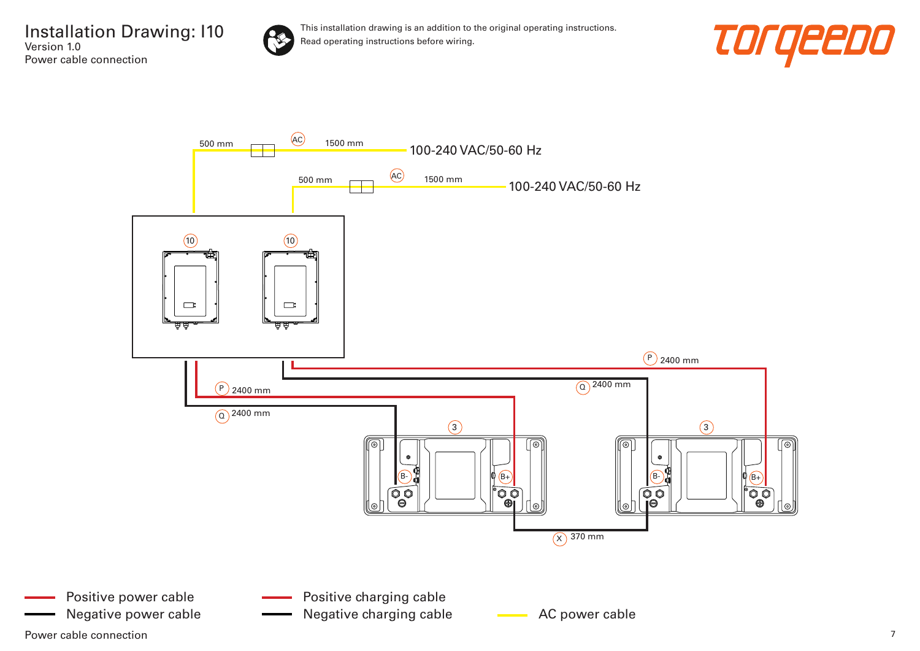# Installation Drawing: I10

Version 1.0

Power cable connection

This installation drawing is an addition to the original operating instructions.
Read operating instructions before wiring.

torqeedo

500 mm AC 1500 mm 100-240 VAC/50-60 Hz

500 mm AC 1500 mm 100-240 VAC/50-60 Hz

10 10

P 2400 mm

Q 2400 mm

P 2400 mm

Q 2400 mm

3 3

B- B+ B- B+

X 370 mm

- Positive power cable
- Negative power cable
- Positive charging cable
- Negative charging cable
- AC power cable

Power cable connection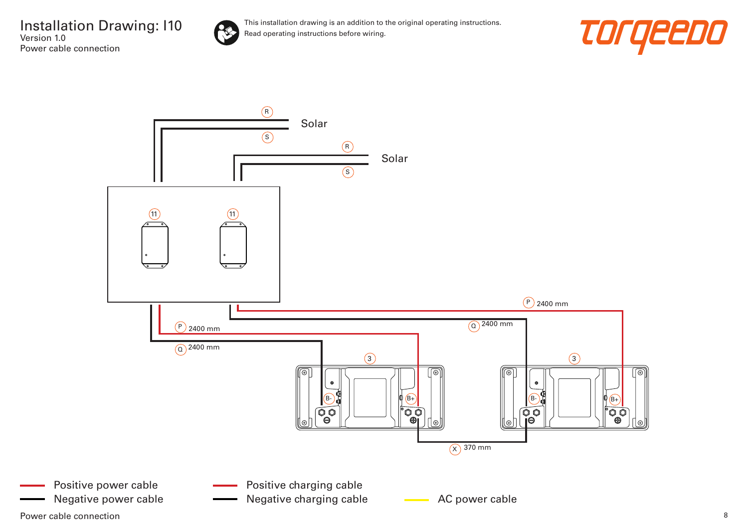# Installation Drawing: I10

Version 1.0

Power cable connection

This installation drawing is an addition to the original operating instructions.
Read operating instructions before wiring.

torqeedo

R

Solar

S

R

Solar

S

11

11

P 2400 mm

Q 2400 mm

P 2400 mm

Q 2400 mm

3

3

B-

B+

B-

B+

X 370 mm

Positive power cable

Negative power cable

Positive charging cable

Negative charging cable

AC power cable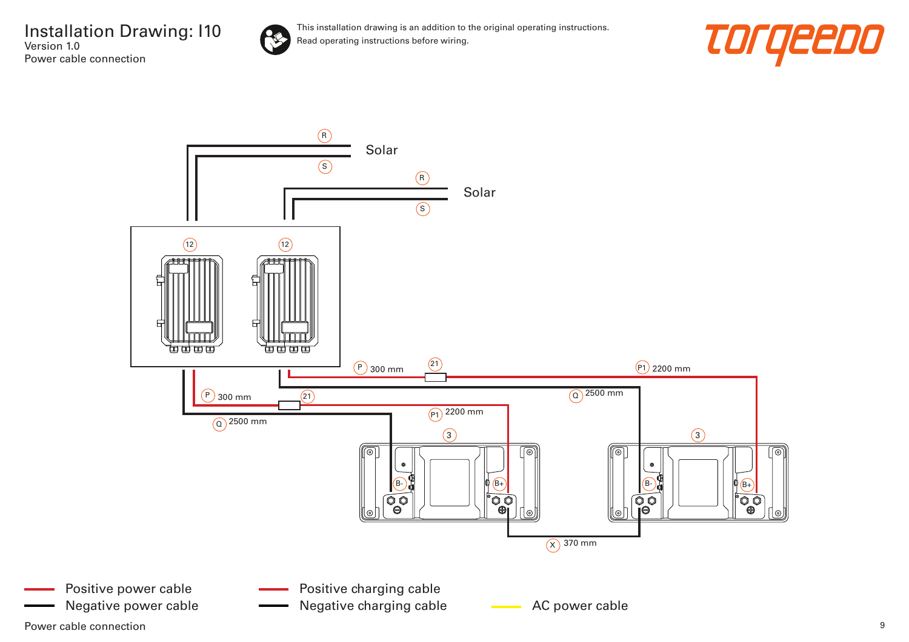# Installation Drawing: I10

Version 1.0

Power cable connection

This installation drawing is an addition to the original operating instructions.
Read operating instructions before wiring.

torqeedo

R
Solar
S

R
Solar
S

12
12

P 300 mm
21
P1 2200 mm

P 300 mm
21
Q 2500 mm
P1 2200 mm
Q 2500 mm

3
3

B-
B+
B-
B+

X 370 mm

Positive power cable
Negative power cable
Positive charging cable
Negative charging cable
AC power cable

Power cable connection